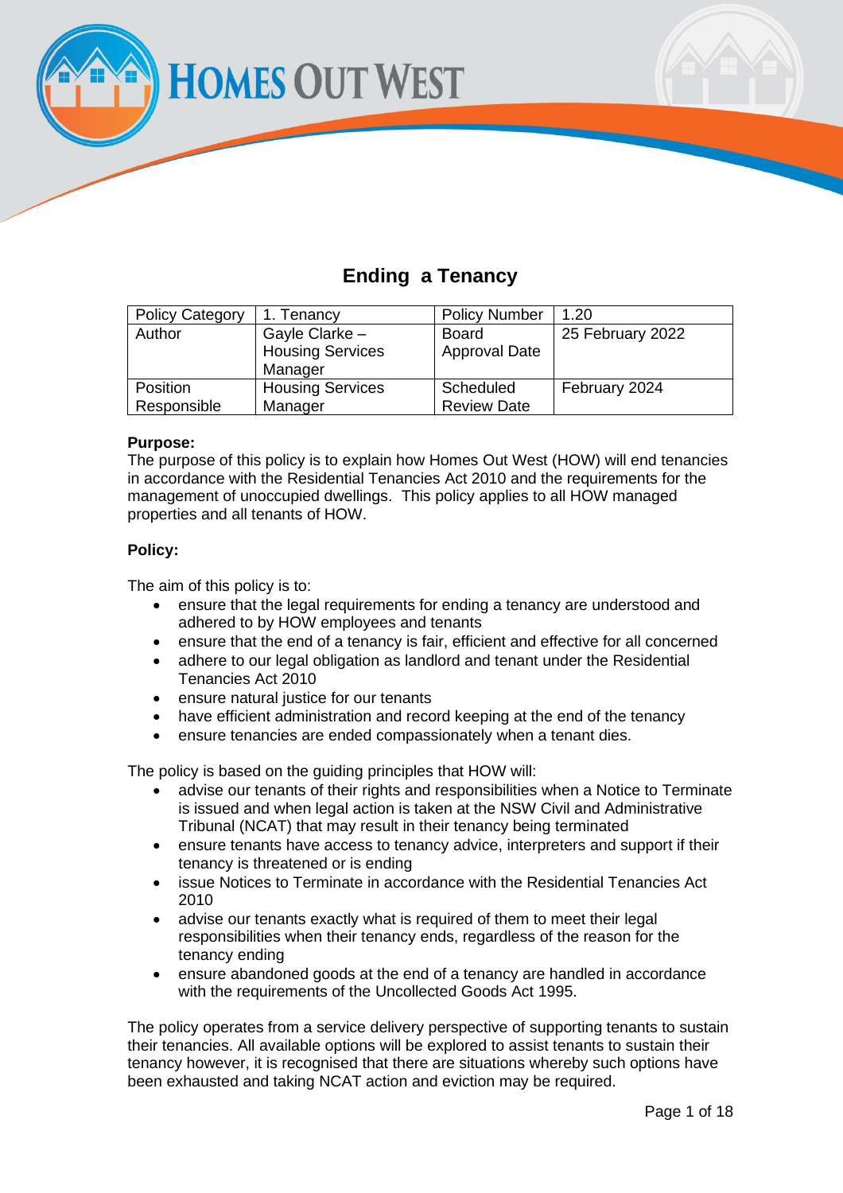# Ending a Tenancy

| Policy Category | 1. Tenancy | Policy Number | 1.20 |
|---|---|---|---|
| Author | Gayle Clarke – Housing Services Manager | Board Approval Date | 25 February 2022 |
| Position Responsible | Housing Services Manager | Scheduled Review Date | February 2024 |

**Purpose:**
The purpose of this policy is to explain how Homes Out West (HOW) will end tenancies in accordance with the Residential Tenancies Act 2010 and the requirements for the management of unoccupied dwellings. This policy applies to all HOW managed properties and all tenants of HOW.

**Policy:**

The aim of this policy is to:

- ensure that the legal requirements for ending a tenancy are understood and adhered to by HOW employees and tenants
- ensure that the end of a tenancy is fair, efficient and effective for all concerned
- adhere to our legal obligation as landlord and tenant under the Residential Tenancies Act 2010
- ensure natural justice for our tenants
- have efficient administration and record keeping at the end of the tenancy
- ensure tenancies are ended compassionately when a tenant dies.

The policy is based on the guiding principles that HOW will:

- advise our tenants of their rights and responsibilities when a Notice to Terminate is issued and when legal action is taken at the NSW Civil and Administrative Tribunal (NCAT) that may result in their tenancy being terminated
- ensure tenants have access to tenancy advice, interpreters and support if their tenancy is threatened or is ending
- issue Notices to Terminate in accordance with the Residential Tenancies Act 2010
- advise our tenants exactly what is required of them to meet their legal responsibilities when their tenancy ends, regardless of the reason for the tenancy ending
- ensure abandoned goods at the end of a tenancy are handled in accordance with the requirements of the Uncollected Goods Act 1995.

The policy operates from a service delivery perspective of supporting tenants to sustain their tenancies. All available options will be explored to assist tenants to sustain their tenancy however, it is recognised that there are situations whereby such options have been exhausted and taking NCAT action and eviction may be required.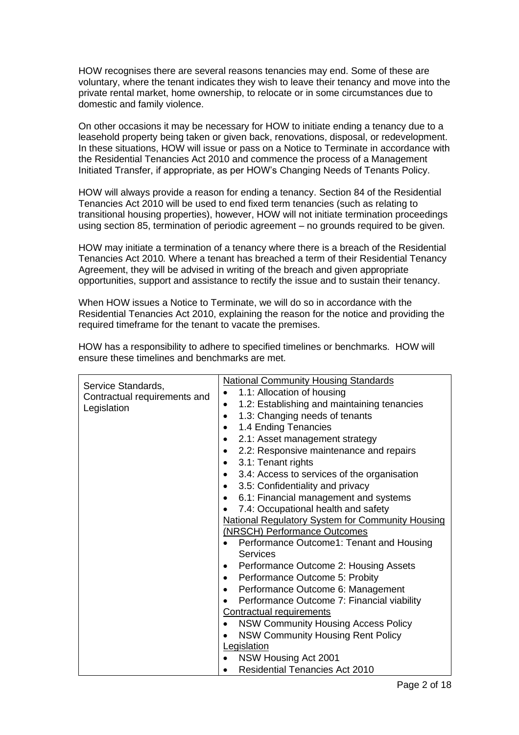HOW recognises there are several reasons tenancies may end. Some of these are voluntary, where the tenant indicates they wish to leave their tenancy and move into the private rental market, home ownership, to relocate or in some circumstances due to domestic and family violence.

On other occasions it may be necessary for HOW to initiate ending a tenancy due to a leasehold property being taken or given back, renovations, disposal, or redevelopment. In these situations, HOW will issue or pass on a Notice to Terminate in accordance with the Residential Tenancies Act 2010 and commence the process of a Management Initiated Transfer, if appropriate, as per HOW's Changing Needs of Tenants Policy.

HOW will always provide a reason for ending a tenancy. Section 84 of the Residential Tenancies Act 2010 will be used to end fixed term tenancies (such as relating to transitional housing properties), however, HOW will not initiate termination proceedings using section 85, termination of periodic agreement – no grounds required to be given.

HOW may initiate a termination of a tenancy where there is a breach of the Residential Tenancies Act 2010*.* Where a tenant has breached a term of their Residential Tenancy Agreement, they will be advised in writing of the breach and given appropriate opportunities, support and assistance to rectify the issue and to sustain their tenancy.

When HOW issues a Notice to Terminate, we will do so in accordance with the Residential Tenancies Act 2010, explaining the reason for the notice and providing the required timeframe for the tenant to vacate the premises.

HOW has a responsibility to adhere to specified timelines or benchmarks. HOW will ensure these timelines and benchmarks are met.

| Service Standards, Contractual requirements and Legislation | <u>National Community Housing Standards</u><br>• 1.1: Allocation of housing<br>• 1.2: Establishing and maintaining tenancies<br>• 1.3: Changing needs of tenants<br>• 1.4 Ending Tenancies<br>• 2.1: Asset management strategy<br>• 2.2: Responsive maintenance and repairs<br>• 3.1: Tenant rights<br>• 3.4: Access to services of the organisation<br>• 3.5: Confidentiality and privacy<br>• 6.1: Financial management and systems<br>• 7.4: Occupational health and safety<br><u>National Regulatory System for Community Housing (NRSCH) Performance Outcomes</u><br>• Performance Outcome1: Tenant and Housing Services<br>• Performance Outcome 2: Housing Assets<br>• Performance Outcome 5: Probity<br>• Performance Outcome 6: Management<br>• Performance Outcome 7: Financial viability<br><u>Contractual requirements</u><br>• NSW Community Housing Access Policy<br>• NSW Community Housing Rent Policy<br><u>Legislation</u><br>• NSW Housing Act 2001<br>• Residential Tenancies Act 2010 |
|---|---|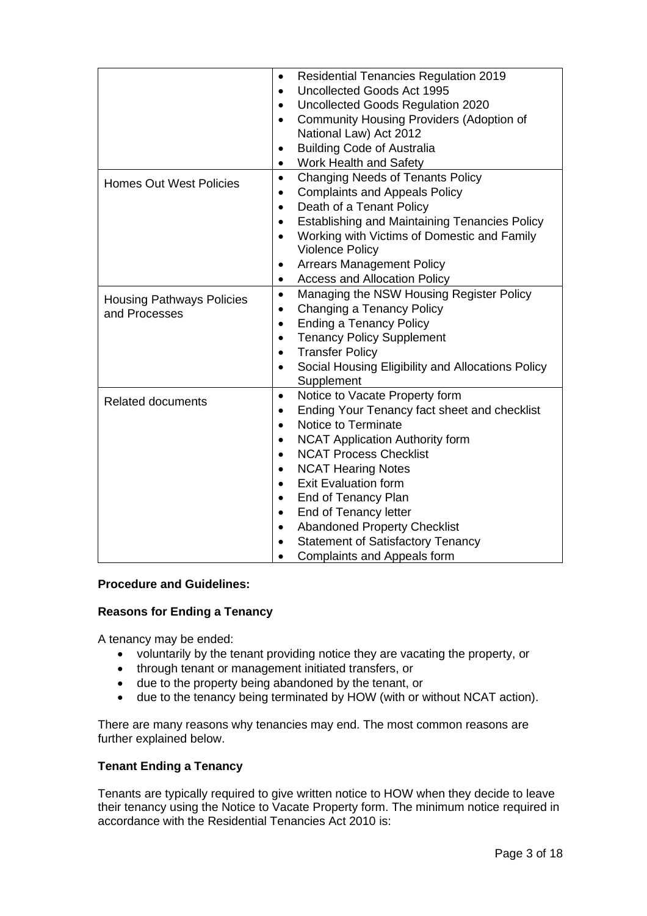| | |
|---|---|
| | • Residential Tenancies Regulation 2019<br>• Uncollected Goods Act 1995<br>• Uncollected Goods Regulation 2020<br>• Community Housing Providers (Adoption of National Law) Act 2012<br>• Building Code of Australia<br>• Work Health and Safety |
| Homes Out West Policies | • Changing Needs of Tenants Policy<br>• Complaints and Appeals Policy<br>• Death of a Tenant Policy<br>• Establishing and Maintaining Tenancies Policy<br>• Working with Victims of Domestic and Family Violence Policy<br>• Arrears Management Policy<br>• Access and Allocation Policy |
| Housing Pathways Policies and Processes | • Managing the NSW Housing Register Policy<br>• Changing a Tenancy Policy<br>• Ending a Tenancy Policy<br>• Tenancy Policy Supplement<br>• Transfer Policy<br>• Social Housing Eligibility and Allocations Policy Supplement |
| Related documents | • Notice to Vacate Property form<br>• Ending Your Tenancy fact sheet and checklist<br>• Notice to Terminate<br>• NCAT Application Authority form<br>• NCAT Process Checklist<br>• NCAT Hearing Notes<br>• Exit Evaluation form<br>• End of Tenancy Plan<br>• End of Tenancy letter<br>• Abandoned Property Checklist<br>• Statement of Satisfactory Tenancy<br>• Complaints and Appeals form |

**Procedure and Guidelines:**

**Reasons for Ending a Tenancy**

A tenancy may be ended:

- voluntarily by the tenant providing notice they are vacating the property, or
- through tenant or management initiated transfers, or
- due to the property being abandoned by the tenant, or
- due to the tenancy being terminated by HOW (with or without NCAT action).

There are many reasons why tenancies may end. The most common reasons are further explained below.

**Tenant Ending a Tenancy**

Tenants are typically required to give written notice to HOW when they decide to leave their tenancy using the Notice to Vacate Property form. The minimum notice required in accordance with the Residential Tenancies Act 2010 is: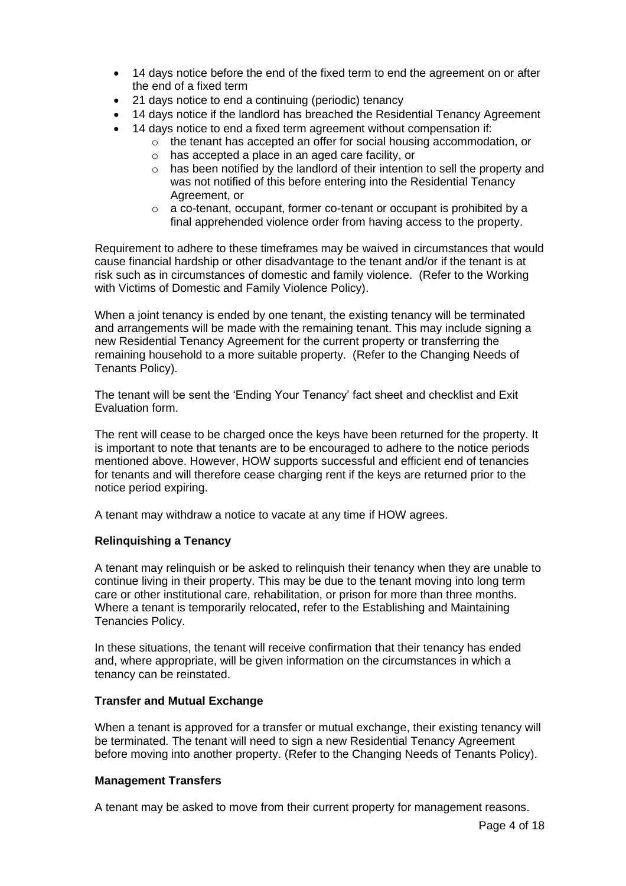- 14 days notice before the end of the fixed term to end the agreement on or after the end of a fixed term
- 21 days notice to end a continuing (periodic) tenancy
- 14 days notice if the landlord has breached the Residential Tenancy Agreement
- 14 days notice to end a fixed term agreement without compensation if:
  - the tenant has accepted an offer for social housing accommodation, or
  - has accepted a place in an aged care facility, or
  - has been notified by the landlord of their intention to sell the property and was not notified of this before entering into the Residential Tenancy Agreement, or
  - a co-tenant, occupant, former co-tenant or occupant is prohibited by a final apprehended violence order from having access to the property.

Requirement to adhere to these timeframes may be waived in circumstances that would cause financial hardship or other disadvantage to the tenant and/or if the tenant is at risk such as in circumstances of domestic and family violence. (Refer to the Working with Victims of Domestic and Family Violence Policy).

When a joint tenancy is ended by one tenant, the existing tenancy will be terminated and arrangements will be made with the remaining tenant. This may include signing a new Residential Tenancy Agreement for the current property or transferring the remaining household to a more suitable property. (Refer to the Changing Needs of Tenants Policy).

The tenant will be sent the 'Ending Your Tenancy' fact sheet and checklist and Exit Evaluation form.

The rent will cease to be charged once the keys have been returned for the property. It is important to note that tenants are to be encouraged to adhere to the notice periods mentioned above. However, HOW supports successful and efficient end of tenancies for tenants and will therefore cease charging rent if the keys are returned prior to the notice period expiring.

A tenant may withdraw a notice to vacate at any time if HOW agrees.

**Relinquishing a Tenancy**

A tenant may relinquish or be asked to relinquish their tenancy when they are unable to continue living in their property. This may be due to the tenant moving into long term care or other institutional care, rehabilitation, or prison for more than three months. Where a tenant is temporarily relocated, refer to the Establishing and Maintaining Tenancies Policy.

In these situations, the tenant will receive confirmation that their tenancy has ended and, where appropriate, will be given information on the circumstances in which a tenancy can be reinstated.

**Transfer and Mutual Exchange**

When a tenant is approved for a transfer or mutual exchange, their existing tenancy will be terminated. The tenant will need to sign a new Residential Tenancy Agreement before moving into another property. (Refer to the Changing Needs of Tenants Policy).

**Management Transfers**

A tenant may be asked to move from their current property for management reasons.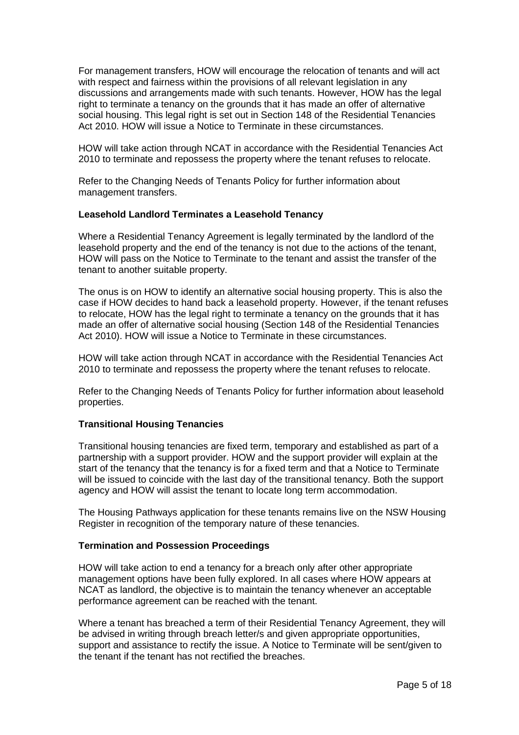For management transfers, HOW will encourage the relocation of tenants and will act with respect and fairness within the provisions of all relevant legislation in any discussions and arrangements made with such tenants. However, HOW has the legal right to terminate a tenancy on the grounds that it has made an offer of alternative social housing. This legal right is set out in Section 148 of the Residential Tenancies Act 2010. HOW will issue a Notice to Terminate in these circumstances.

HOW will take action through NCAT in accordance with the Residential Tenancies Act 2010 to terminate and repossess the property where the tenant refuses to relocate.

Refer to the Changing Needs of Tenants Policy for further information about management transfers.

**Leasehold Landlord Terminates a Leasehold Tenancy**

Where a Residential Tenancy Agreement is legally terminated by the landlord of the leasehold property and the end of the tenancy is not due to the actions of the tenant, HOW will pass on the Notice to Terminate to the tenant and assist the transfer of the tenant to another suitable property.

The onus is on HOW to identify an alternative social housing property. This is also the case if HOW decides to hand back a leasehold property. However, if the tenant refuses to relocate, HOW has the legal right to terminate a tenancy on the grounds that it has made an offer of alternative social housing (Section 148 of the Residential Tenancies Act 2010). HOW will issue a Notice to Terminate in these circumstances.

HOW will take action through NCAT in accordance with the Residential Tenancies Act 2010 to terminate and repossess the property where the tenant refuses to relocate.

Refer to the Changing Needs of Tenants Policy for further information about leasehold properties.

**Transitional Housing Tenancies**

Transitional housing tenancies are fixed term, temporary and established as part of a partnership with a support provider. HOW and the support provider will explain at the start of the tenancy that the tenancy is for a fixed term and that a Notice to Terminate will be issued to coincide with the last day of the transitional tenancy. Both the support agency and HOW will assist the tenant to locate long term accommodation.

The Housing Pathways application for these tenants remains live on the NSW Housing Register in recognition of the temporary nature of these tenancies.

**Termination and Possession Proceedings**

HOW will take action to end a tenancy for a breach only after other appropriate management options have been fully explored. In all cases where HOW appears at NCAT as landlord, the objective is to maintain the tenancy whenever an acceptable performance agreement can be reached with the tenant.

Where a tenant has breached a term of their Residential Tenancy Agreement, they will be advised in writing through breach letter/s and given appropriate opportunities, support and assistance to rectify the issue. A Notice to Terminate will be sent/given to the tenant if the tenant has not rectified the breaches.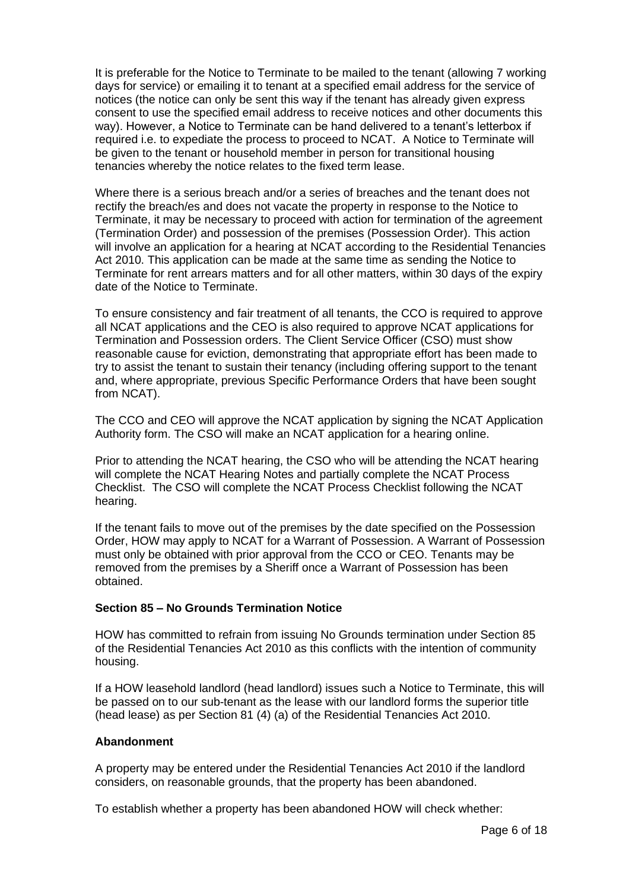It is preferable for the Notice to Terminate to be mailed to the tenant (allowing 7 working days for service) or emailing it to tenant at a specified email address for the service of notices (the notice can only be sent this way if the tenant has already given express consent to use the specified email address to receive notices and other documents this way). However, a Notice to Terminate can be hand delivered to a tenant's letterbox if required i.e. to expediate the process to proceed to NCAT. A Notice to Terminate will be given to the tenant or household member in person for transitional housing tenancies whereby the notice relates to the fixed term lease.

Where there is a serious breach and/or a series of breaches and the tenant does not rectify the breach/es and does not vacate the property in response to the Notice to Terminate, it may be necessary to proceed with action for termination of the agreement (Termination Order) and possession of the premises (Possession Order). This action will involve an application for a hearing at NCAT according to the Residential Tenancies Act 2010. This application can be made at the same time as sending the Notice to Terminate for rent arrears matters and for all other matters, within 30 days of the expiry date of the Notice to Terminate.

To ensure consistency and fair treatment of all tenants, the CCO is required to approve all NCAT applications and the CEO is also required to approve NCAT applications for Termination and Possession orders. The Client Service Officer (CSO) must show reasonable cause for eviction, demonstrating that appropriate effort has been made to try to assist the tenant to sustain their tenancy (including offering support to the tenant and, where appropriate, previous Specific Performance Orders that have been sought from NCAT).

The CCO and CEO will approve the NCAT application by signing the NCAT Application Authority form. The CSO will make an NCAT application for a hearing online.

Prior to attending the NCAT hearing, the CSO who will be attending the NCAT hearing will complete the NCAT Hearing Notes and partially complete the NCAT Process Checklist. The CSO will complete the NCAT Process Checklist following the NCAT hearing.

If the tenant fails to move out of the premises by the date specified on the Possession Order, HOW may apply to NCAT for a Warrant of Possession. A Warrant of Possession must only be obtained with prior approval from the CCO or CEO. Tenants may be removed from the premises by a Sheriff once a Warrant of Possession has been obtained.

**Section 85 – No Grounds Termination Notice**

HOW has committed to refrain from issuing No Grounds termination under Section 85 of the Residential Tenancies Act 2010 as this conflicts with the intention of community housing.

If a HOW leasehold landlord (head landlord) issues such a Notice to Terminate, this will be passed on to our sub-tenant as the lease with our landlord forms the superior title (head lease) as per Section 81 (4) (a) of the Residential Tenancies Act 2010.

**Abandonment**

A property may be entered under the Residential Tenancies Act 2010 if the landlord considers, on reasonable grounds, that the property has been abandoned.

To establish whether a property has been abandoned HOW will check whether: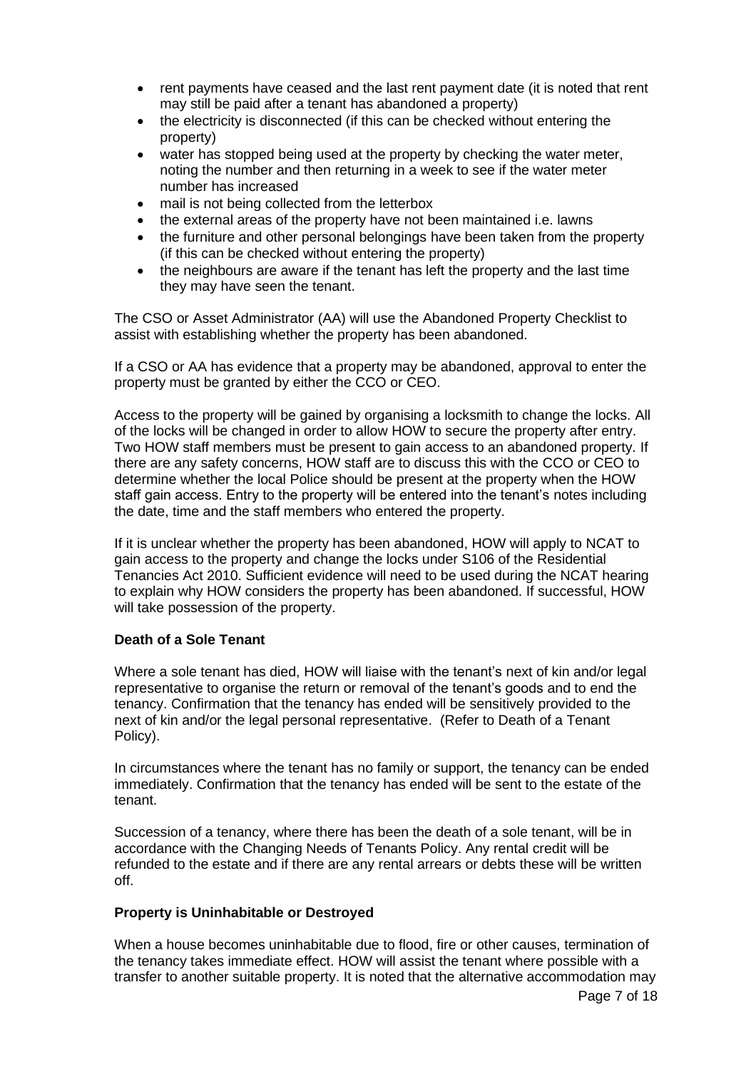- rent payments have ceased and the last rent payment date (it is noted that rent may still be paid after a tenant has abandoned a property)
- the electricity is disconnected (if this can be checked without entering the property)
- water has stopped being used at the property by checking the water meter, noting the number and then returning in a week to see if the water meter number has increased
- mail is not being collected from the letterbox
- the external areas of the property have not been maintained i.e. lawns
- the furniture and other personal belongings have been taken from the property (if this can be checked without entering the property)
- the neighbours are aware if the tenant has left the property and the last time they may have seen the tenant.

The CSO or Asset Administrator (AA) will use the Abandoned Property Checklist to assist with establishing whether the property has been abandoned.

If a CSO or AA has evidence that a property may be abandoned, approval to enter the property must be granted by either the CCO or CEO.

Access to the property will be gained by organising a locksmith to change the locks. All of the locks will be changed in order to allow HOW to secure the property after entry. Two HOW staff members must be present to gain access to an abandoned property. If there are any safety concerns, HOW staff are to discuss this with the CCO or CEO to determine whether the local Police should be present at the property when the HOW staff gain access. Entry to the property will be entered into the tenant's notes including the date, time and the staff members who entered the property.

If it is unclear whether the property has been abandoned, HOW will apply to NCAT to gain access to the property and change the locks under S106 of the Residential Tenancies Act 2010. Sufficient evidence will need to be used during the NCAT hearing to explain why HOW considers the property has been abandoned. If successful, HOW will take possession of the property.

**Death of a Sole Tenant**

Where a sole tenant has died, HOW will liaise with the tenant's next of kin and/or legal representative to organise the return or removal of the tenant's goods and to end the tenancy. Confirmation that the tenancy has ended will be sensitively provided to the next of kin and/or the legal personal representative. (Refer to Death of a Tenant Policy).

In circumstances where the tenant has no family or support, the tenancy can be ended immediately. Confirmation that the tenancy has ended will be sent to the estate of the tenant.

Succession of a tenancy, where there has been the death of a sole tenant, will be in accordance with the Changing Needs of Tenants Policy. Any rental credit will be refunded to the estate and if there are any rental arrears or debts these will be written off.

**Property is Uninhabitable or Destroyed**

When a house becomes uninhabitable due to flood, fire or other causes, termination of the tenancy takes immediate effect. HOW will assist the tenant where possible with a transfer to another suitable property. It is noted that the alternative accommodation may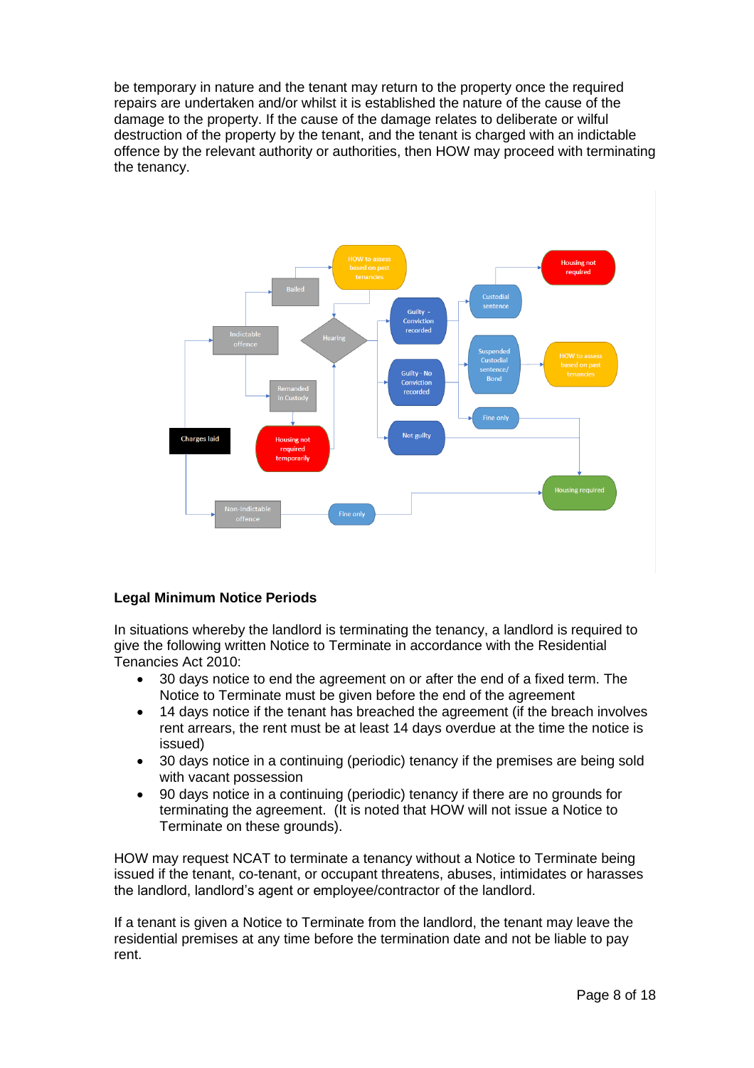be temporary in nature and the tenant may return to the property once the required repairs are undertaken and/or whilst it is established the nature of the cause of the damage to the property. If the cause of the damage relates to deliberate or wilful destruction of the property by the tenant, and the tenant is charged with an indictable offence by the relevant authority or authorities, then HOW may proceed with terminating the tenancy.

**Legal Minimum Notice Periods**

In situations whereby the landlord is terminating the tenancy, a landlord is required to give the following written Notice to Terminate in accordance with the Residential Tenancies Act 2010:

- 30 days notice to end the agreement on or after the end of a fixed term. The Notice to Terminate must be given before the end of the agreement
- 14 days notice if the tenant has breached the agreement (if the breach involves rent arrears, the rent must be at least 14 days overdue at the time the notice is issued)
- 30 days notice in a continuing (periodic) tenancy if the premises are being sold with vacant possession
- 90 days notice in a continuing (periodic) tenancy if there are no grounds for terminating the agreement. (It is noted that HOW will not issue a Notice to Terminate on these grounds).

HOW may request NCAT to terminate a tenancy without a Notice to Terminate being issued if the tenant, co-tenant, or occupant threatens, abuses, intimidates or harasses the landlord, landlord's agent or employee/contractor of the landlord.

If a tenant is given a Notice to Terminate from the landlord, the tenant may leave the residential premises at any time before the termination date and not be liable to pay rent.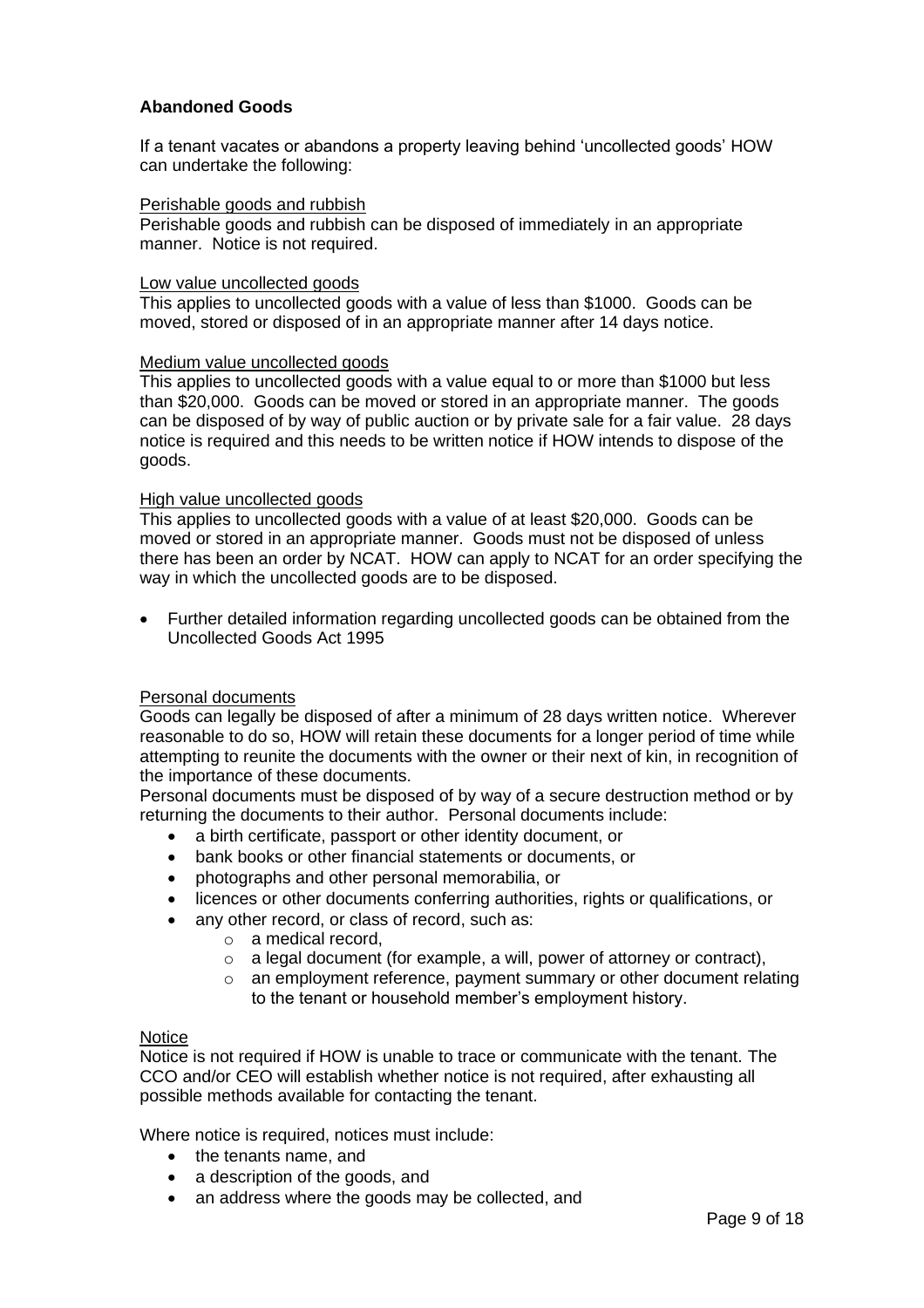**Abandoned Goods**

If a tenant vacates or abandons a property leaving behind 'uncollected goods' HOW can undertake the following:

Perishable goods and rubbish
Perishable goods and rubbish can be disposed of immediately in an appropriate manner. Notice is not required.

Low value uncollected goods
This applies to uncollected goods with a value of less than $1000. Goods can be moved, stored or disposed of in an appropriate manner after 14 days notice.

Medium value uncollected goods
This applies to uncollected goods with a value equal to or more than $1000 but less than $20,000. Goods can be moved or stored in an appropriate manner. The goods can be disposed of by way of public auction or by private sale for a fair value. 28 days notice is required and this needs to be written notice if HOW intends to dispose of the goods.

High value uncollected goods
This applies to uncollected goods with a value of at least $20,000. Goods can be moved or stored in an appropriate manner. Goods must not be disposed of unless there has been an order by NCAT. HOW can apply to NCAT for an order specifying the way in which the uncollected goods are to be disposed.

- Further detailed information regarding uncollected goods can be obtained from the Uncollected Goods Act 1995

Personal documents
Goods can legally be disposed of after a minimum of 28 days written notice. Wherever reasonable to do so, HOW will retain these documents for a longer period of time while attempting to reunite the documents with the owner or their next of kin, in recognition of the importance of these documents.
Personal documents must be disposed of by way of a secure destruction method or by returning the documents to their author. Personal documents include:

- a birth certificate, passport or other identity document, or
- bank books or other financial statements or documents, or
- photographs and other personal memorabilia, or
- licences or other documents conferring authorities, rights or qualifications, or
- any other record, or class of record, such as:
  - a medical record,
  - a legal document (for example, a will, power of attorney or contract),
  - an employment reference, payment summary or other document relating to the tenant or household member's employment history.

Notice
Notice is not required if HOW is unable to trace or communicate with the tenant. The CCO and/or CEO will establish whether notice is not required, after exhausting all possible methods available for contacting the tenant.

Where notice is required, notices must include:

- the tenants name, and
- a description of the goods, and
- an address where the goods may be collected, and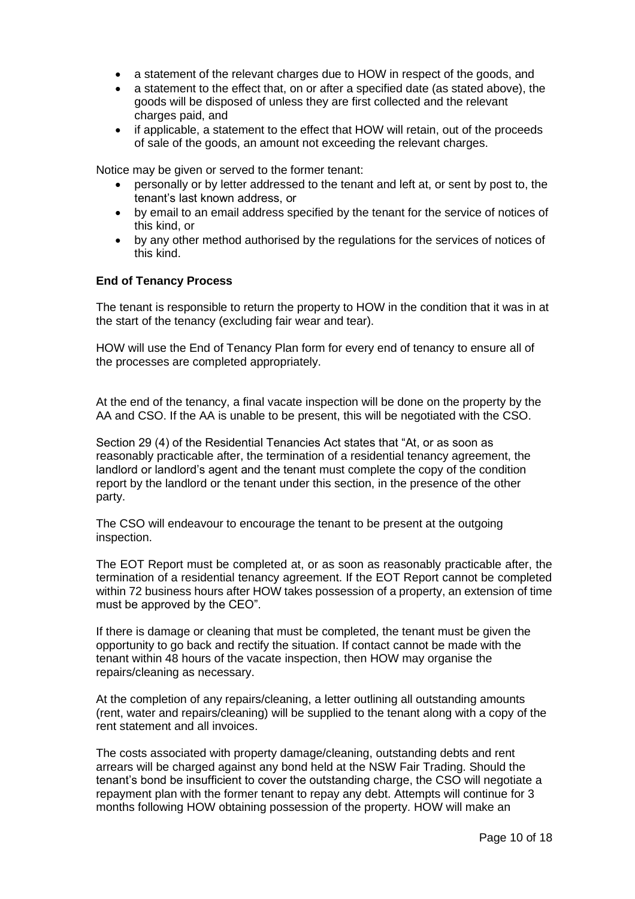- a statement of the relevant charges due to HOW in respect of the goods, and
- a statement to the effect that, on or after a specified date (as stated above), the goods will be disposed of unless they are first collected and the relevant charges paid, and
- if applicable, a statement to the effect that HOW will retain, out of the proceeds of sale of the goods, an amount not exceeding the relevant charges.

Notice may be given or served to the former tenant:

- personally or by letter addressed to the tenant and left at, or sent by post to, the tenant's last known address, or
- by email to an email address specified by the tenant for the service of notices of this kind, or
- by any other method authorised by the regulations for the services of notices of this kind.

**End of Tenancy Process**

The tenant is responsible to return the property to HOW in the condition that it was in at the start of the tenancy (excluding fair wear and tear).

HOW will use the End of Tenancy Plan form for every end of tenancy to ensure all of the processes are completed appropriately.

At the end of the tenancy, a final vacate inspection will be done on the property by the AA and CSO. If the AA is unable to be present, this will be negotiated with the CSO.

Section 29 (4) of the Residential Tenancies Act states that "At, or as soon as reasonably practicable after, the termination of a residential tenancy agreement, the landlord or landlord's agent and the tenant must complete the copy of the condition report by the landlord or the tenant under this section, in the presence of the other party.

The CSO will endeavour to encourage the tenant to be present at the outgoing inspection.

The EOT Report must be completed at, or as soon as reasonably practicable after, the termination of a residential tenancy agreement. If the EOT Report cannot be completed within 72 business hours after HOW takes possession of a property, an extension of time must be approved by the CEO".

If there is damage or cleaning that must be completed, the tenant must be given the opportunity to go back and rectify the situation. If contact cannot be made with the tenant within 48 hours of the vacate inspection, then HOW may organise the repairs/cleaning as necessary.

At the completion of any repairs/cleaning, a letter outlining all outstanding amounts (rent, water and repairs/cleaning) will be supplied to the tenant along with a copy of the rent statement and all invoices.

The costs associated with property damage/cleaning, outstanding debts and rent arrears will be charged against any bond held at the NSW Fair Trading. Should the tenant's bond be insufficient to cover the outstanding charge, the CSO will negotiate a repayment plan with the former tenant to repay any debt. Attempts will continue for 3 months following HOW obtaining possession of the property. HOW will make an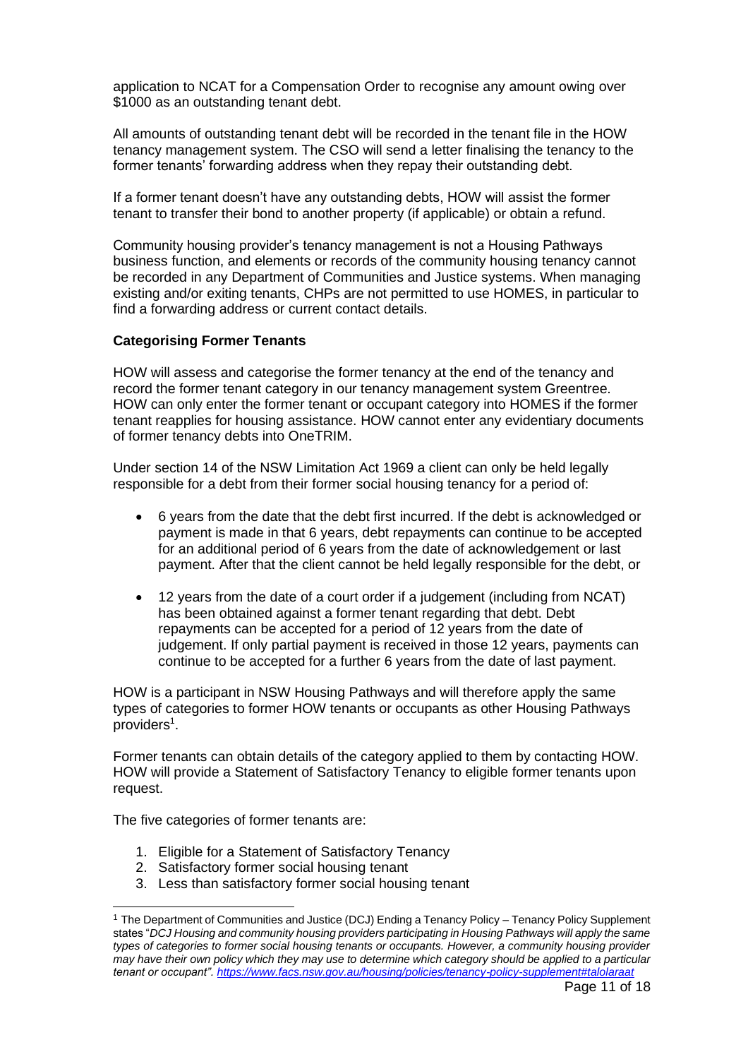application to NCAT for a Compensation Order to recognise any amount owing over $1000 as an outstanding tenant debt.

All amounts of outstanding tenant debt will be recorded in the tenant file in the HOW tenancy management system. The CSO will send a letter finalising the tenancy to the former tenants' forwarding address when they repay their outstanding debt.

If a former tenant doesn't have any outstanding debts, HOW will assist the former tenant to transfer their bond to another property (if applicable) or obtain a refund.

Community housing provider's tenancy management is not a Housing Pathways business function, and elements or records of the community housing tenancy cannot be recorded in any Department of Communities and Justice systems. When managing existing and/or exiting tenants, CHPs are not permitted to use HOMES, in particular to find a forwarding address or current contact details.

**Categorising Former Tenants**

HOW will assess and categorise the former tenancy at the end of the tenancy and record the former tenant category in our tenancy management system Greentree. HOW can only enter the former tenant or occupant category into HOMES if the former tenant reapplies for housing assistance. HOW cannot enter any evidentiary documents of former tenancy debts into OneTRIM.

Under section 14 of the NSW Limitation Act 1969 a client can only be held legally responsible for a debt from their former social housing tenancy for a period of:

- 6 years from the date that the debt first incurred. If the debt is acknowledged or payment is made in that 6 years, debt repayments can continue to be accepted for an additional period of 6 years from the date of acknowledgement or last payment. After that the client cannot be held legally responsible for the debt, or
- 12 years from the date of a court order if a judgement (including from NCAT) has been obtained against a former tenant regarding that debt. Debt repayments can be accepted for a period of 12 years from the date of judgement. If only partial payment is received in those 12 years, payments can continue to be accepted for a further 6 years from the date of last payment.

HOW is a participant in NSW Housing Pathways and will therefore apply the same types of categories to former HOW tenants or occupants as other Housing Pathways providers[1].

Former tenants can obtain details of the category applied to them by contacting HOW. HOW will provide a Statement of Satisfactory Tenancy to eligible former tenants upon request.

The five categories of former tenants are:

1. Eligible for a Statement of Satisfactory Tenancy
2. Satisfactory former social housing tenant
3. Less than satisfactory former social housing tenant

[1] The Department of Communities and Justice (DCJ) Ending a Tenancy Policy – Tenancy Policy Supplement states "*DCJ Housing and community housing providers participating in Housing Pathways will apply the same types of categories to former social housing tenants or occupants. However, a community housing provider may have their own policy which they may use to determine which category should be applied to a particular tenant or occupant". https://www.facs.nsw.gov.au/housing/policies/tenancy-policy-supplement#talolaraat*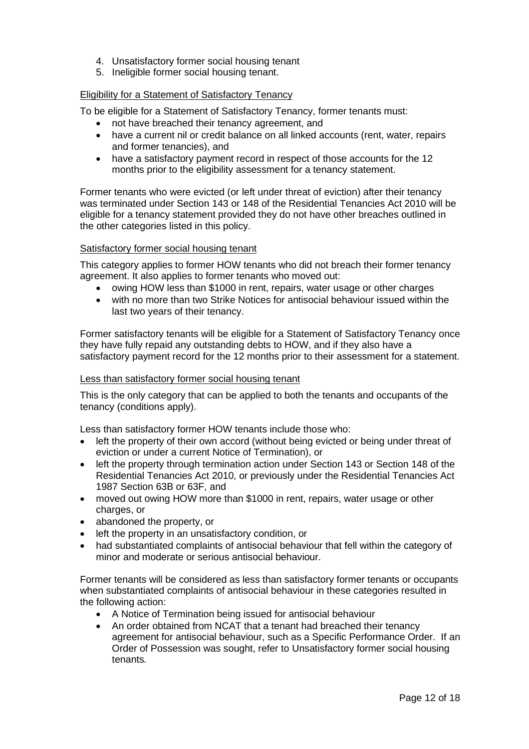4. Unsatisfactory former social housing tenant
5. Ineligible former social housing tenant.

### Eligibility for a Statement of Satisfactory Tenancy

To be eligible for a Statement of Satisfactory Tenancy, former tenants must:

- not have breached their tenancy agreement, and
- have a current nil or credit balance on all linked accounts (rent, water, repairs and former tenancies), and
- have a satisfactory payment record in respect of those accounts for the 12 months prior to the eligibility assessment for a tenancy statement.

Former tenants who were evicted (or left under threat of eviction) after their tenancy was terminated under Section 143 or 148 of the Residential Tenancies Act 2010 will be eligible for a tenancy statement provided they do not have other breaches outlined in the other categories listed in this policy.

### Satisfactory former social housing tenant

This category applies to former HOW tenants who did not breach their former tenancy agreement. It also applies to former tenants who moved out:

- owing HOW less than $1000 in rent, repairs, water usage or other charges
- with no more than two Strike Notices for antisocial behaviour issued within the last two years of their tenancy.

Former satisfactory tenants will be eligible for a Statement of Satisfactory Tenancy once they have fully repaid any outstanding debts to HOW, and if they also have a satisfactory payment record for the 12 months prior to their assessment for a statement.

### Less than satisfactory former social housing tenant

This is the only category that can be applied to both the tenants and occupants of the tenancy (conditions apply).

Less than satisfactory former HOW tenants include those who:

- left the property of their own accord (without being evicted or being under threat of eviction or under a current Notice of Termination), or
- left the property through termination action under Section 143 or Section 148 of the Residential Tenancies Act 2010, or previously under the Residential Tenancies Act 1987 Section 63B or 63F, and
- moved out owing HOW more than $1000 in rent, repairs, water usage or other charges, or
- abandoned the property, or
- left the property in an unsatisfactory condition, or
- had substantiated complaints of antisocial behaviour that fell within the category of minor and moderate or serious antisocial behaviour.

Former tenants will be considered as less than satisfactory former tenants or occupants when substantiated complaints of antisocial behaviour in these categories resulted in the following action:

- A Notice of Termination being issued for antisocial behaviour
- An order obtained from NCAT that a tenant had breached their tenancy agreement for antisocial behaviour, such as a Specific Performance Order. If an Order of Possession was sought, refer to Unsatisfactory former social housing tenants*.*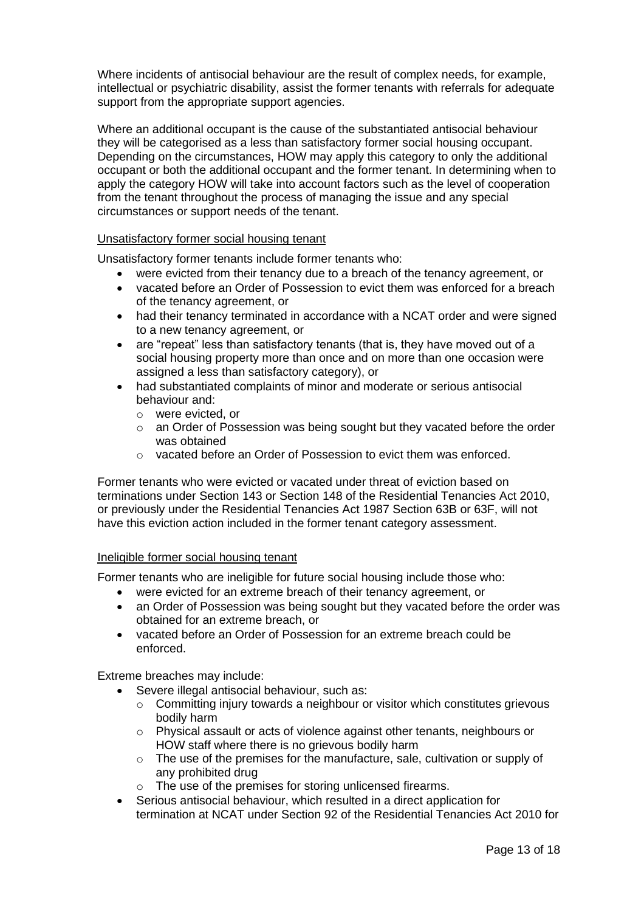Where incidents of antisocial behaviour are the result of complex needs, for example, intellectual or psychiatric disability, assist the former tenants with referrals for adequate support from the appropriate support agencies.

Where an additional occupant is the cause of the substantiated antisocial behaviour they will be categorised as a less than satisfactory former social housing occupant. Depending on the circumstances, HOW may apply this category to only the additional occupant or both the additional occupant and the former tenant. In determining when to apply the category HOW will take into account factors such as the level of cooperation from the tenant throughout the process of managing the issue and any special circumstances or support needs of the tenant.

Unsatisfactory former social housing tenant

Unsatisfactory former tenants include former tenants who:

- were evicted from their tenancy due to a breach of the tenancy agreement, or
- vacated before an Order of Possession to evict them was enforced for a breach of the tenancy agreement, or
- had their tenancy terminated in accordance with a NCAT order and were signed to a new tenancy agreement, or
- are "repeat" less than satisfactory tenants (that is, they have moved out of a social housing property more than once and on more than one occasion were assigned a less than satisfactory category), or
- had substantiated complaints of minor and moderate or serious antisocial behaviour and:
  - were evicted, or
  - an Order of Possession was being sought but they vacated before the order was obtained
  - vacated before an Order of Possession to evict them was enforced.

Former tenants who were evicted or vacated under threat of eviction based on terminations under Section 143 or Section 148 of the Residential Tenancies Act 2010, or previously under the Residential Tenancies Act 1987 Section 63B or 63F, will not have this eviction action included in the former tenant category assessment.

Ineligible former social housing tenant

Former tenants who are ineligible for future social housing include those who:

- were evicted for an extreme breach of their tenancy agreement, or
- an Order of Possession was being sought but they vacated before the order was obtained for an extreme breach, or
- vacated before an Order of Possession for an extreme breach could be enforced.

Extreme breaches may include:

- Severe illegal antisocial behaviour, such as:
  - Committing injury towards a neighbour or visitor which constitutes grievous bodily harm
  - Physical assault or acts of violence against other tenants, neighbours or HOW staff where there is no grievous bodily harm
  - The use of the premises for the manufacture, sale, cultivation or supply of any prohibited drug
  - The use of the premises for storing unlicensed firearms.
- Serious antisocial behaviour, which resulted in a direct application for termination at NCAT under Section 92 of the Residential Tenancies Act 2010 for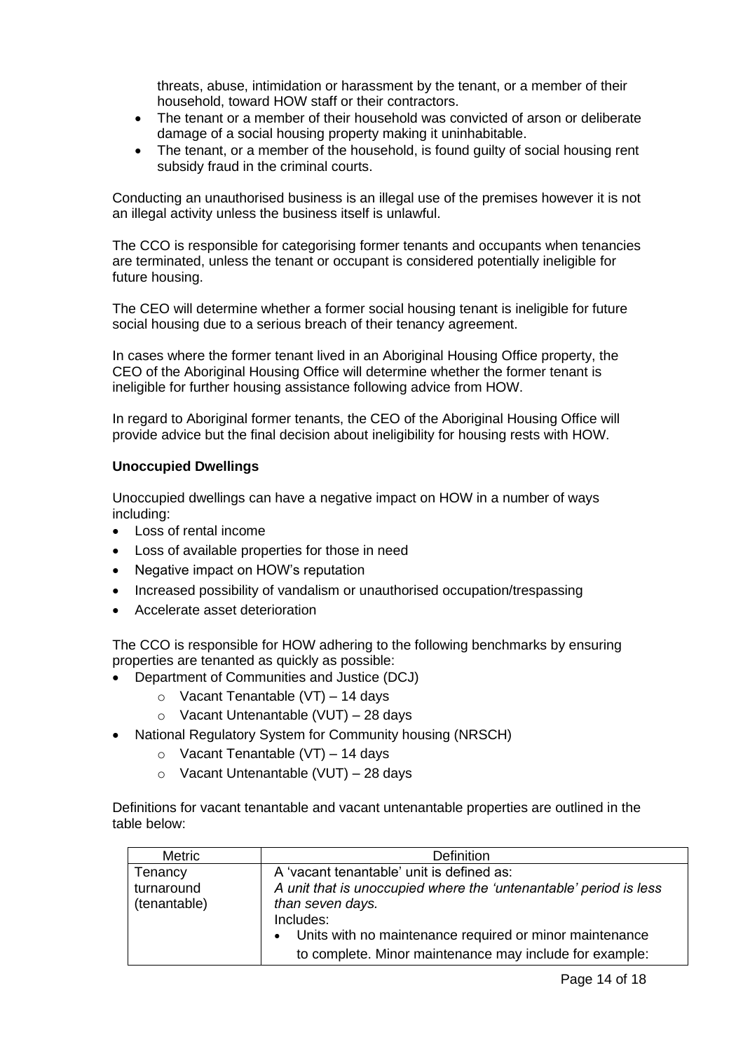threats, abuse, intimidation or harassment by the tenant, or a member of their household, toward HOW staff or their contractors.

- The tenant or a member of their household was convicted of arson or deliberate damage of a social housing property making it uninhabitable.
- The tenant, or a member of the household, is found guilty of social housing rent subsidy fraud in the criminal courts.

Conducting an unauthorised business is an illegal use of the premises however it is not an illegal activity unless the business itself is unlawful.

The CCO is responsible for categorising former tenants and occupants when tenancies are terminated, unless the tenant or occupant is considered potentially ineligible for future housing.

The CEO will determine whether a former social housing tenant is ineligible for future social housing due to a serious breach of their tenancy agreement.

In cases where the former tenant lived in an Aboriginal Housing Office property, the CEO of the Aboriginal Housing Office will determine whether the former tenant is ineligible for further housing assistance following advice from HOW.

In regard to Aboriginal former tenants, the CEO of the Aboriginal Housing Office will provide advice but the final decision about ineligibility for housing rests with HOW.

**Unoccupied Dwellings**

Unoccupied dwellings can have a negative impact on HOW in a number of ways including:

- Loss of rental income
- Loss of available properties for those in need
- Negative impact on HOW's reputation
- Increased possibility of vandalism or unauthorised occupation/trespassing
- Accelerate asset deterioration

The CCO is responsible for HOW adhering to the following benchmarks by ensuring properties are tenanted as quickly as possible:

- Department of Communities and Justice (DCJ)
  - Vacant Tenantable (VT) – 14 days
  - Vacant Untenantable (VUT) – 28 days
- National Regulatory System for Community housing (NRSCH)
  - Vacant Tenantable (VT) – 14 days
  - Vacant Untenantable (VUT) – 28 days

Definitions for vacant tenantable and vacant untenantable properties are outlined in the table below:

| Metric | Definition |
|---|---|
| Tenancy turnaround (tenantable) | A 'vacant tenantable' unit is defined as:<br>*A unit that is unoccupied where the 'untenantable' period is less than seven days.*<br>Includes:<br>• Units with no maintenance required or minor maintenance to complete. Minor maintenance may include for example: |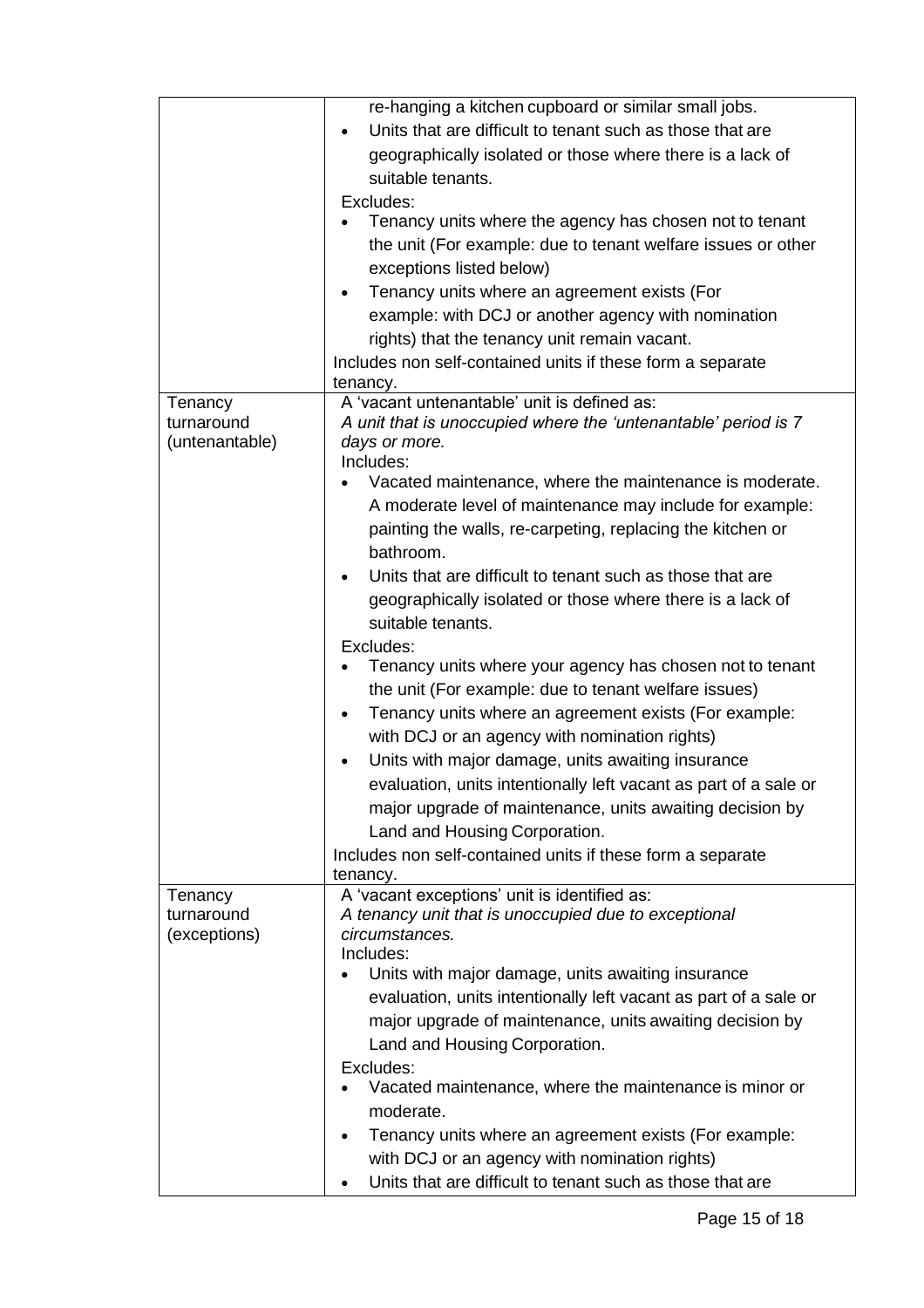| | |
|---|---|
| | re-hanging a kitchen cupboard or similar small jobs.<br>• Units that are difficult to tenant such as those that are geographically isolated or those where there is a lack of suitable tenants.<br>Excludes:<br>• Tenancy units where the agency has chosen not to tenant the unit (For example: due to tenant welfare issues or other exceptions listed below)<br>• Tenancy units where an agreement exists (For example: with DCJ or another agency with nomination rights) that the tenancy unit remain vacant.<br>Includes non self-contained units if these form a separate tenancy. |
| Tenancy turnaround (untenantable) | A 'vacant untenantable' unit is defined as:<br>*A unit that is unoccupied where the 'untenantable' period is 7 days or more.*<br>Includes:<br>• Vacated maintenance, where the maintenance is moderate. A moderate level of maintenance may include for example: painting the walls, re-carpeting, replacing the kitchen or bathroom.<br>• Units that are difficult to tenant such as those that are geographically isolated or those where there is a lack of suitable tenants.<br>Excludes:<br>• Tenancy units where your agency has chosen not to tenant the unit (For example: due to tenant welfare issues)<br>• Tenancy units where an agreement exists (For example: with DCJ or an agency with nomination rights)<br>• Units with major damage, units awaiting insurance evaluation, units intentionally left vacant as part of a sale or major upgrade of maintenance, units awaiting decision by Land and Housing Corporation.<br>Includes non self-contained units if these form a separate tenancy. |
| Tenancy turnaround (exceptions) | A 'vacant exceptions' unit is identified as:<br>*A tenancy unit that is unoccupied due to exceptional circumstances.*<br>Includes:<br>• Units with major damage, units awaiting insurance evaluation, units intentionally left vacant as part of a sale or major upgrade of maintenance, units awaiting decision by Land and Housing Corporation.<br>Excludes:<br>• Vacated maintenance, where the maintenance is minor or moderate.<br>• Tenancy units where an agreement exists (For example: with DCJ or an agency with nomination rights)<br>• Units that are difficult to tenant such as those that are |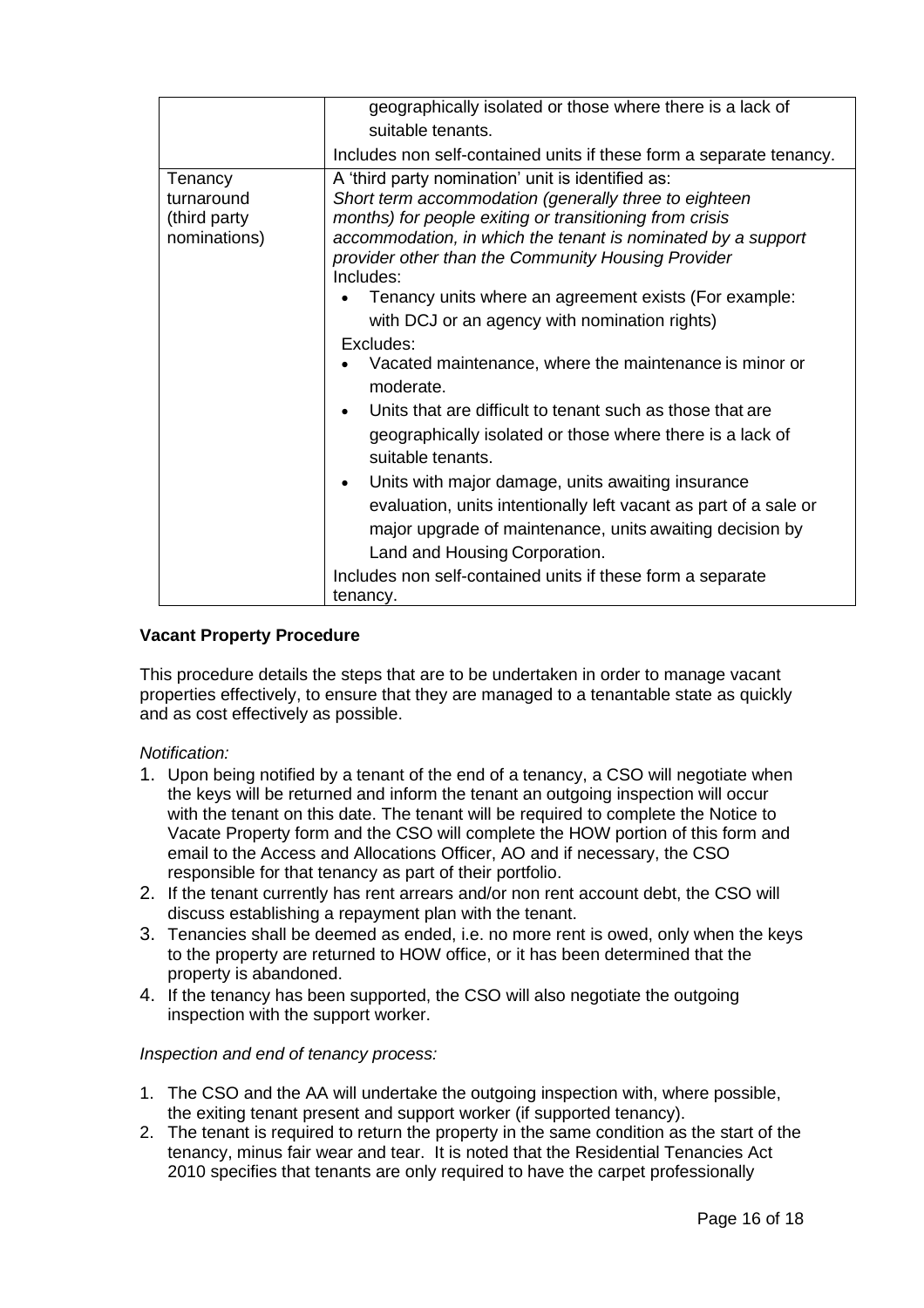| | |
|---|---|
| | geographically isolated or those where there is a lack of suitable tenants.<br>Includes non self-contained units if these form a separate tenancy. |
| Tenancy turnaround (third party nominations) | A 'third party nomination' unit is identified as:<br>*Short term accommodation (generally three to eighteen months) for people exiting or transitioning from crisis accommodation, in which the tenant is nominated by a support provider other than the Community Housing Provider*<br>Includes:<br>• Tenancy units where an agreement exists (For example: with DCJ or an agency with nomination rights)<br>Excludes:<br>• Vacated maintenance, where the maintenance is minor or moderate.<br>• Units that are difficult to tenant such as those that are geographically isolated or those where there is a lack of suitable tenants.<br>• Units with major damage, units awaiting insurance evaluation, units intentionally left vacant as part of a sale or major upgrade of maintenance, units awaiting decision by Land and Housing Corporation.<br>Includes non self-contained units if these form a separate tenancy. |

**Vacant Property Procedure**

This procedure details the steps that are to be undertaken in order to manage vacant properties effectively, to ensure that they are managed to a tenantable state as quickly and as cost effectively as possible.

*Notification:*

1. Upon being notified by a tenant of the end of a tenancy, a CSO will negotiate when the keys will be returned and inform the tenant an outgoing inspection will occur with the tenant on this date. The tenant will be required to complete the Notice to Vacate Property form and the CSO will complete the HOW portion of this form and email to the Access and Allocations Officer, AO and if necessary, the CSO responsible for that tenancy as part of their portfolio.
2. If the tenant currently has rent arrears and/or non rent account debt, the CSO will discuss establishing a repayment plan with the tenant.
3. Tenancies shall be deemed as ended, i.e. no more rent is owed, only when the keys to the property are returned to HOW office, or it has been determined that the property is abandoned.
4. If the tenancy has been supported, the CSO will also negotiate the outgoing inspection with the support worker.

*Inspection and end of tenancy process:*

1. The CSO and the AA will undertake the outgoing inspection with, where possible, the exiting tenant present and support worker (if supported tenancy).
2. The tenant is required to return the property in the same condition as the start of the tenancy, minus fair wear and tear. It is noted that the Residential Tenancies Act 2010 specifies that tenants are only required to have the carpet professionally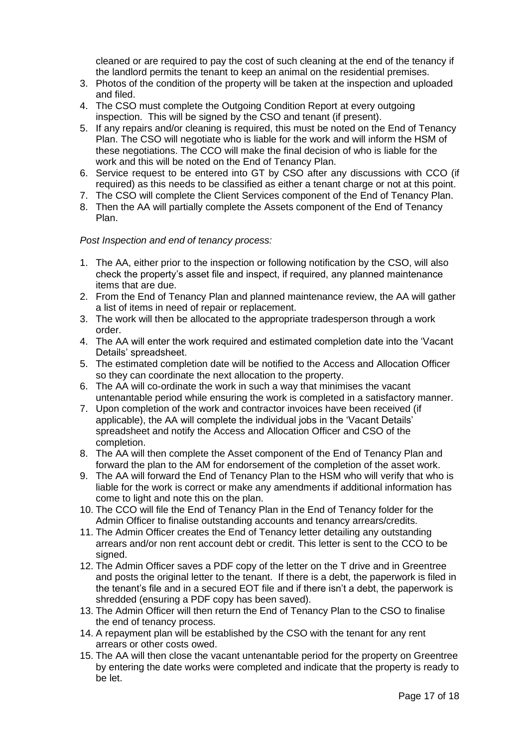cleaned or are required to pay the cost of such cleaning at the end of the tenancy if the landlord permits the tenant to keep an animal on the residential premises.

3. Photos of the condition of the property will be taken at the inspection and uploaded and filed.
4. The CSO must complete the Outgoing Condition Report at every outgoing inspection. This will be signed by the CSO and tenant (if present).
5. If any repairs and/or cleaning is required, this must be noted on the End of Tenancy Plan. The CSO will negotiate who is liable for the work and will inform the HSM of these negotiations. The CCO will make the final decision of who is liable for the work and this will be noted on the End of Tenancy Plan.
6. Service request to be entered into GT by CSO after any discussions with CCO (if required) as this needs to be classified as either a tenant charge or not at this point.
7. The CSO will complete the Client Services component of the End of Tenancy Plan.
8. Then the AA will partially complete the Assets component of the End of Tenancy Plan.

*Post Inspection and end of tenancy process:*

1. The AA, either prior to the inspection or following notification by the CSO, will also check the property's asset file and inspect, if required, any planned maintenance items that are due.
2. From the End of Tenancy Plan and planned maintenance review, the AA will gather a list of items in need of repair or replacement.
3. The work will then be allocated to the appropriate tradesperson through a work order.
4. The AA will enter the work required and estimated completion date into the 'Vacant Details' spreadsheet.
5. The estimated completion date will be notified to the Access and Allocation Officer so they can coordinate the next allocation to the property.
6. The AA will co-ordinate the work in such a way that minimises the vacant untenantable period while ensuring the work is completed in a satisfactory manner.
7. Upon completion of the work and contractor invoices have been received (if applicable), the AA will complete the individual jobs in the 'Vacant Details' spreadsheet and notify the Access and Allocation Officer and CSO of the completion.
8. The AA will then complete the Asset component of the End of Tenancy Plan and forward the plan to the AM for endorsement of the completion of the asset work.
9. The AA will forward the End of Tenancy Plan to the HSM who will verify that who is liable for the work is correct or make any amendments if additional information has come to light and note this on the plan.
10. The CCO will file the End of Tenancy Plan in the End of Tenancy folder for the Admin Officer to finalise outstanding accounts and tenancy arrears/credits.
11. The Admin Officer creates the End of Tenancy letter detailing any outstanding arrears and/or non rent account debt or credit. This letter is sent to the CCO to be signed.
12. The Admin Officer saves a PDF copy of the letter on the T drive and in Greentree and posts the original letter to the tenant. If there is a debt, the paperwork is filed in the tenant's file and in a secured EOT file and if there isn't a debt, the paperwork is shredded (ensuring a PDF copy has been saved).
13. The Admin Officer will then return the End of Tenancy Plan to the CSO to finalise the end of tenancy process.
14. A repayment plan will be established by the CSO with the tenant for any rent arrears or other costs owed.
15. The AA will then close the vacant untenantable period for the property on Greentree by entering the date works were completed and indicate that the property is ready to be let.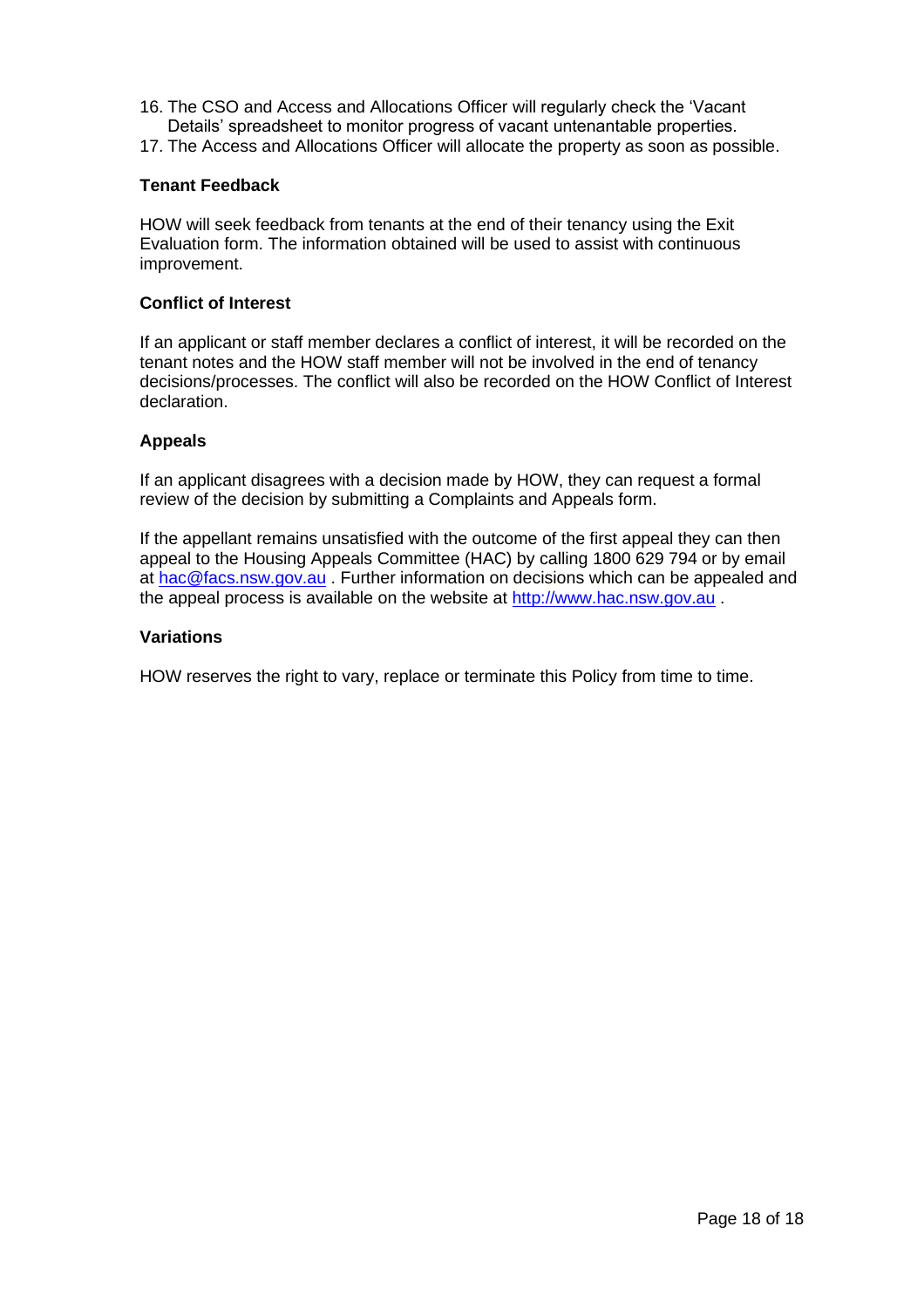16. The CSO and Access and Allocations Officer will regularly check the 'Vacant Details' spreadsheet to monitor progress of vacant untenantable properties.
17. The Access and Allocations Officer will allocate the property as soon as possible.

**Tenant Feedback**

HOW will seek feedback from tenants at the end of their tenancy using the Exit Evaluation form. The information obtained will be used to assist with continuous improvement.

**Conflict of Interest**

If an applicant or staff member declares a conflict of interest, it will be recorded on the tenant notes and the HOW staff member will not be involved in the end of tenancy decisions/processes. The conflict will also be recorded on the HOW Conflict of Interest declaration.

**Appeals**

If an applicant disagrees with a decision made by HOW, they can request a formal review of the decision by submitting a Complaints and Appeals form.

If the appellant remains unsatisfied with the outcome of the first appeal they can then appeal to the Housing Appeals Committee (HAC) by calling 1800 629 794 or by email at [hac@facs.nsw.gov.au](mailto:hac@facs.nsw.gov.au) . Further information on decisions which can be appealed and the appeal process is available on the website at [http://www.hac.nsw.gov.au](http://www.hac.nsw.gov.au) .

**Variations**

HOW reserves the right to vary, replace or terminate this Policy from time to time.